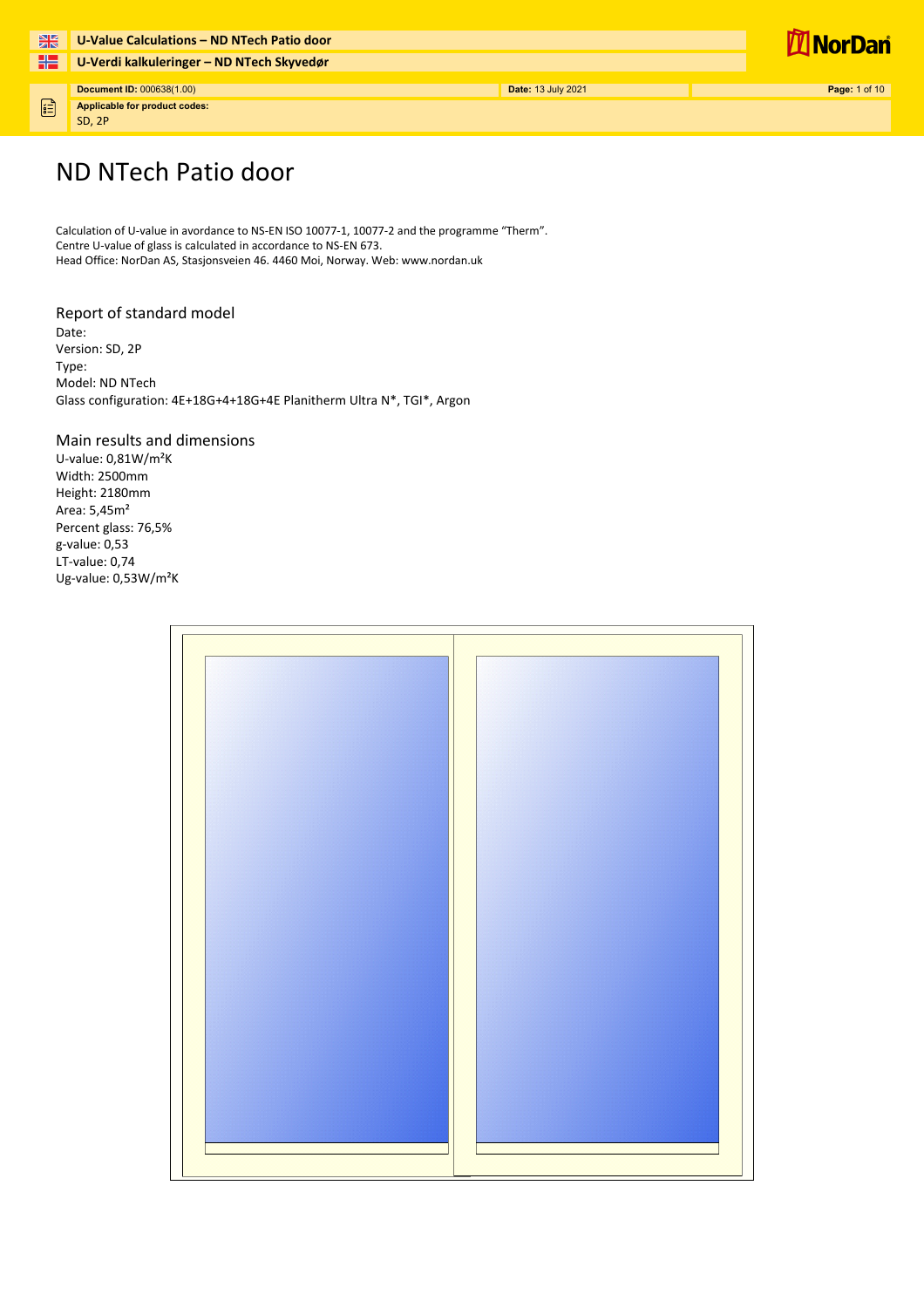# ND NTech Patio door

Calculation of U-value in avordance to NS-EN ISO 10077-1, 10077-2 and the programme "Therm".
Centre U-value of glass is calculated in accordance to NS-EN 673.
Head Office: NorDan AS, Stasjonsveien 46. 4460 Moi, Norway. Web: www.nordan.uk

## Report of standard model

Date:
Version: SD, 2P
Type:
Model: ND NTech
Glass configuration: 4E+18G+4+18G+4E Planitherm Ultra N*, TGI*, Argon

## Main results and dimensions

U-value: 0,81W/m²K
Width: 2500mm
Height: 2180mm
Area: 5,45m²
Percent glass: 76,5%
g-value: 0,53
LT-value: 0,74
Ug-value: 0,53W/m²K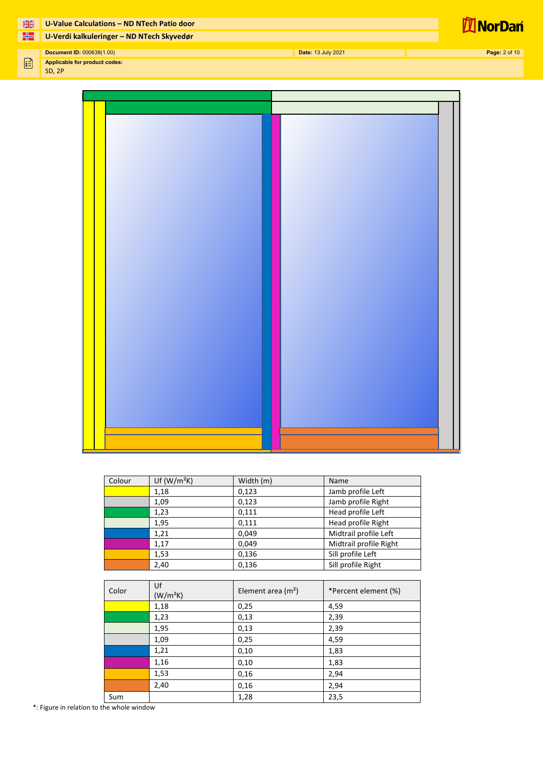| Colour | Uf (W/m²K) | Width (m) | Name |
| --- | --- | --- | --- |
| | 1,18 | 0,123 | Jamb profile Left |
| | 1,09 | 0,123 | Jamb profile Right |
| | 1,23 | 0,111 | Head profile Left |
| | 1,95 | 0,111 | Head profile Right |
| | 1,21 | 0,049 | Midtrail profile Left |
| | 1,17 | 0,049 | Midtrail profile Right |
| | 1,53 | 0,136 | Sill profile Left |
| | 2,40 | 0,136 | Sill profile Right |

| Color | Uf (W/m²K) | Element area (m²) | *Percent element (%) |
| --- | --- | --- | --- |
| | 1,18 | 0,25 | 4,59 |
| | 1,23 | 0,13 | 2,39 |
| | 1,95 | 0,13 | 2,39 |
| | 1,09 | 0,25 | 4,59 |
| | 1,21 | 0,10 | 1,83 |
| | 1,16 | 0,10 | 1,83 |
| | 1,53 | 0,16 | 2,94 |
| | 2,40 | 0,16 | 2,94 |
| Sum | | 1,28 | 23,5 |

*: Figure in relation to the whole window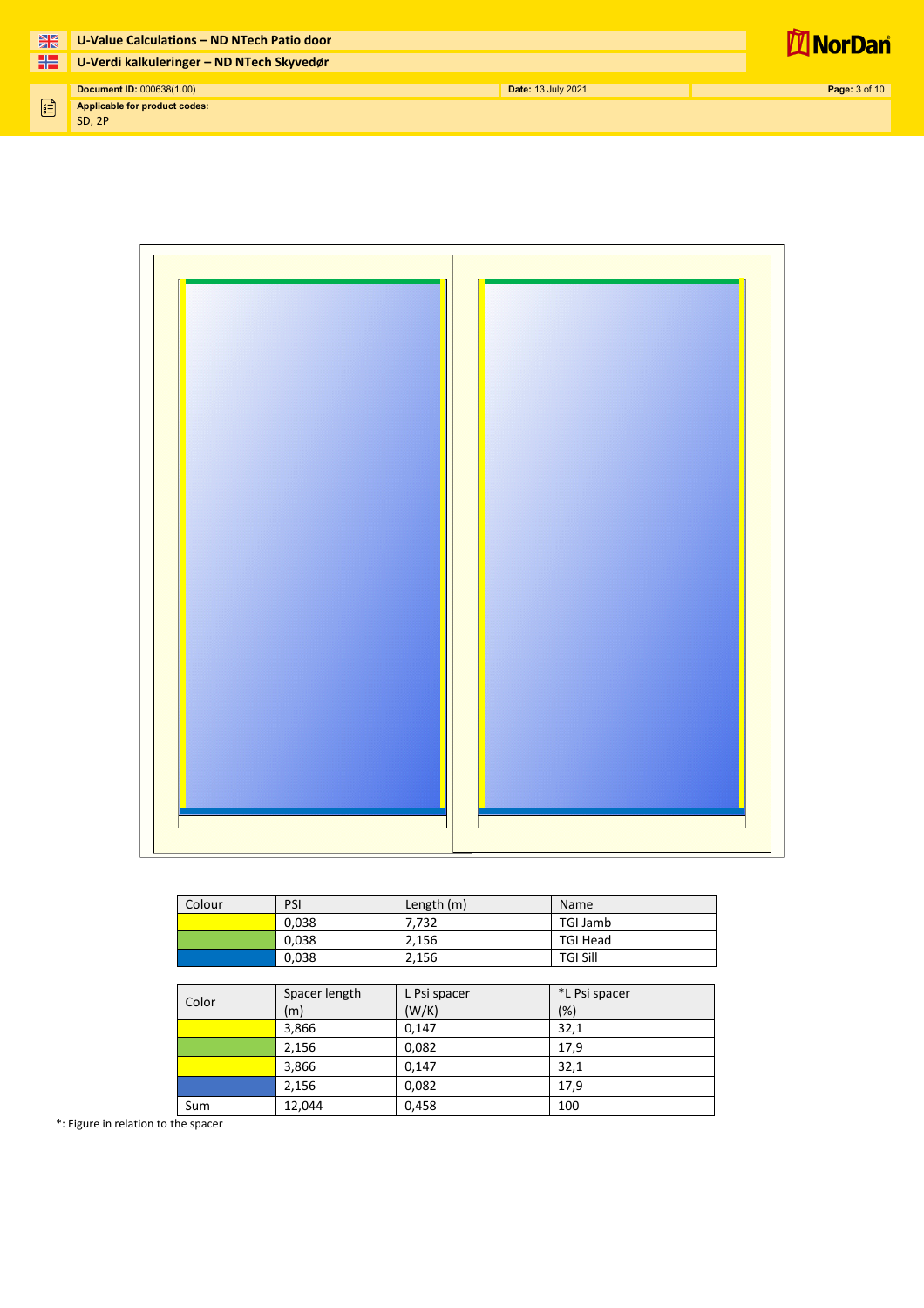| Colour | PSI | Length (m) | Name |
| --- | --- | --- | --- |
| | 0,038 | 7,732 | TGI Jamb |
| | 0,038 | 2,156 | TGI Head |
| | 0,038 | 2,156 | TGI Sill |

| Color | Spacer length (m) | L Psi spacer (W/K) | *L Psi spacer (%) |
| --- | --- | --- | --- |
| | 3,866 | 0,147 | 32,1 |
| | 2,156 | 0,082 | 17,9 |
| | 3,866 | 0,147 | 32,1 |
| | 2,156 | 0,082 | 17,9 |
| Sum | 12,044 | 0,458 | 100 |

*: Figure in relation to the spacer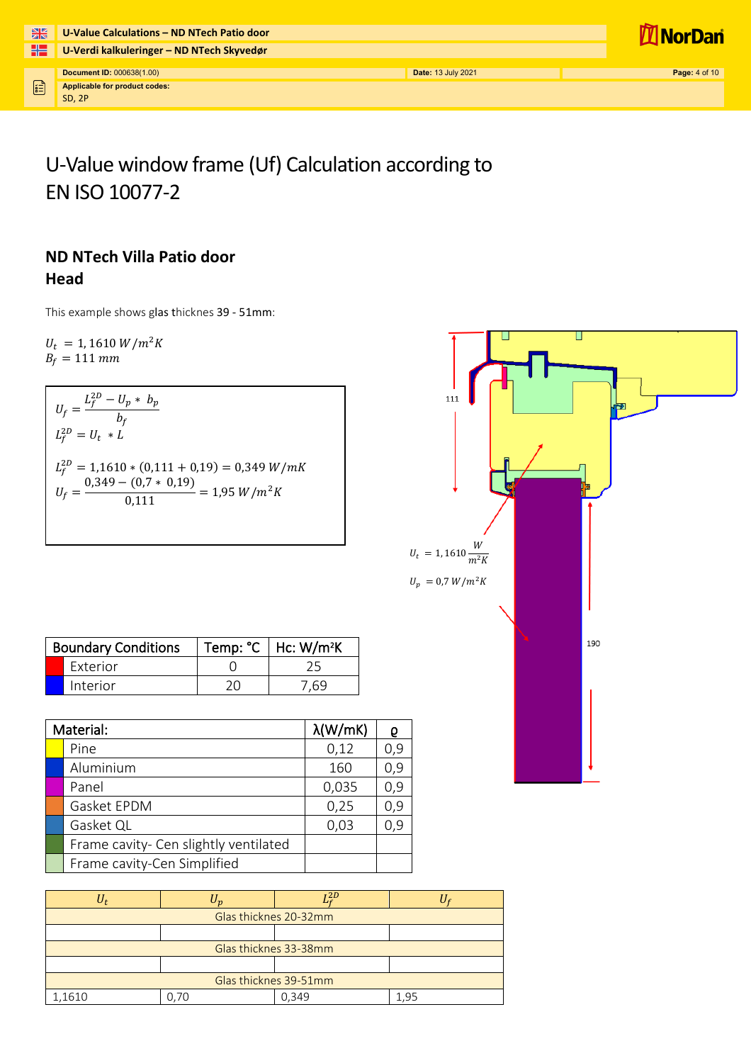# U-Value window frame (Uf) Calculation according to EN ISO 10077-2

## ND NTech Villa Patio door
## Head

This example shows glas thicknes 39 - 51mm:

$U_t = 1,1610\ W/m^2K$
$B_f = 111\ mm$

$$U_f = \frac{L_f^{2D} - U_p * b_p}{b_f}$$

$$L_f^{2D} = U_t * L$$

$$L_f^{2D} = 1,1610 * (0,111 + 0,19) = 0,349\ W/mK$$

$$U_f = \frac{0,349 - (0,7 * 0,19)}{0,111} = 1,95\ W/m^2K$$

111

190

$U_t = 1,1610 \frac{W}{m^2K}$

$U_p = 0,7\ W/m^2K$

| Boundary Conditions | Temp: °C | Hc: W/m²K |
|---|---|---|
| Exterior | 0 | 25 |
| Interior | 20 | 7,69 |

| Material: | λ(W/mK) | ϱ |
|---|---|---|
| Pine | 0,12 | 0,9 |
| Aluminium | 160 | 0,9 |
| Panel | 0,035 | 0,9 |
| Gasket EPDM | 0,25 | 0,9 |
| Gasket QL | 0,03 | 0,9 |
| Frame cavity- Cen slightly ventilated | | |
| Frame cavity-Cen Simplified | | |

| $U_t$ | $U_p$ | $L_f^{2D}$ | $U_f$ |
|---|---|---|---|
| Glas thicknes 20-32mm | | | |
| | | | |
| Glas thicknes 33-38mm | | | |
| | | | |
| Glas thicknes 39-51mm | | | |
| 1,1610 | 0,70 | 0,349 | 1,95 |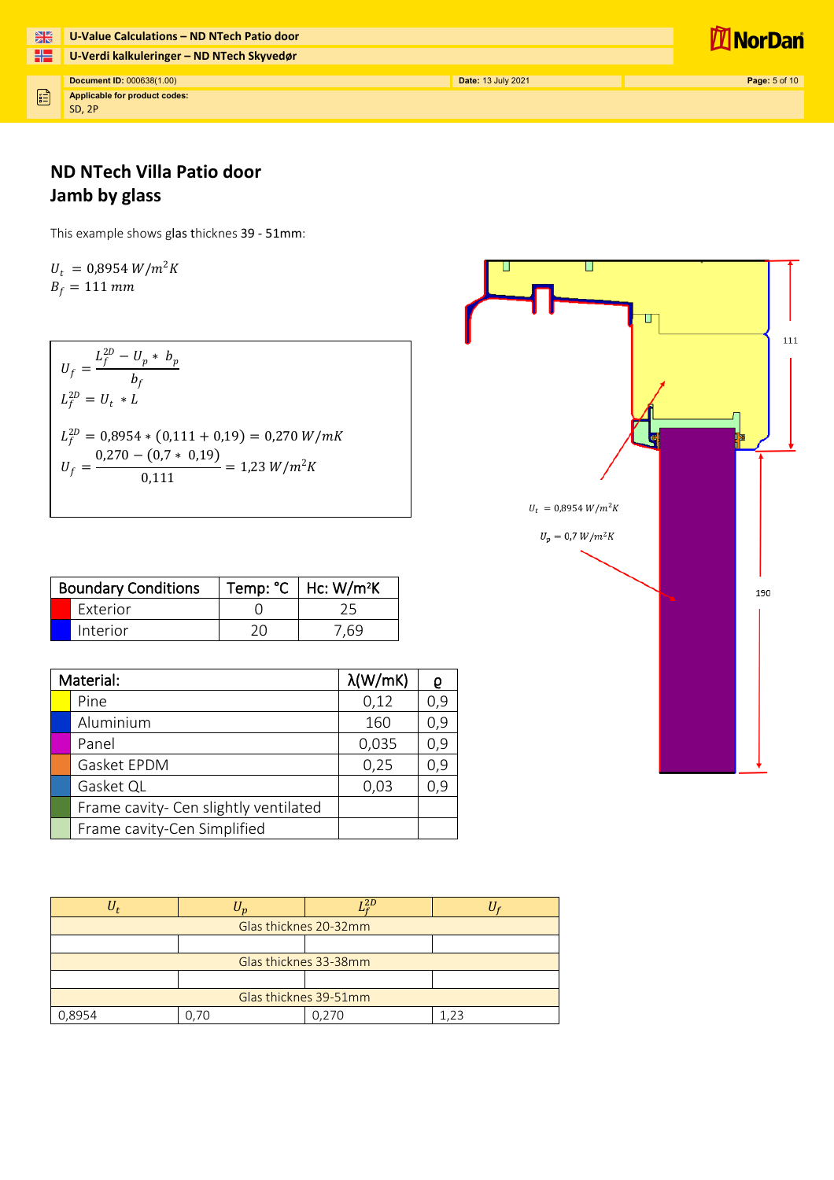## ND NTech Villa Patio door
## Jamb by glass

This example shows glas thicknes 39 - 51mm:

$U_t = 0{,}8954\ W/m^2K$
$B_f = 111\ mm$

$$U_f = \frac{L_f^{2D} - U_p * b_p}{b_f}$$

$$L_f^{2D} = U_t * L$$

$$L_f^{2D} = 0{,}8954 * (0{,}111 + 0{,}19) = 0{,}270\ W/mK$$

$$U_f = \frac{0{,}270 - (0{,}7 * 0{,}19)}{0{,}111} = 1{,}23\ W/m^2K$$

$U_t = 0{,}8954\ W/m^2K$

$U_p = 0{,}7\ W/m^2K$

111

190

| Boundary Conditions | Temp: °C | Hc: W/m²K |
|---|---|---|
| Exterior | 0 | 25 |
| Interior | 20 | 7,69 |

| Material: | λ(W/mK) | ϱ |
|---|---|---|
| Pine | 0,12 | 0,9 |
| Aluminium | 160 | 0,9 |
| Panel | 0,035 | 0,9 |
| Gasket EPDM | 0,25 | 0,9 |
| Gasket QL | 0,03 | 0,9 |
| Frame cavity- Cen slightly ventilated | | |
| Frame cavity-Cen Simplified | | |

| $U_t$ | $U_p$ | $L_f^{2D}$ | $U_f$ |
|---|---|---|---|
| Glas thicknes 20-32mm | | | |
| | | | |
| Glas thicknes 33-38mm | | | |
| | | | |
| Glas thicknes 39-51mm | | | |
| 0,8954 | 0,70 | 0,270 | 1,23 |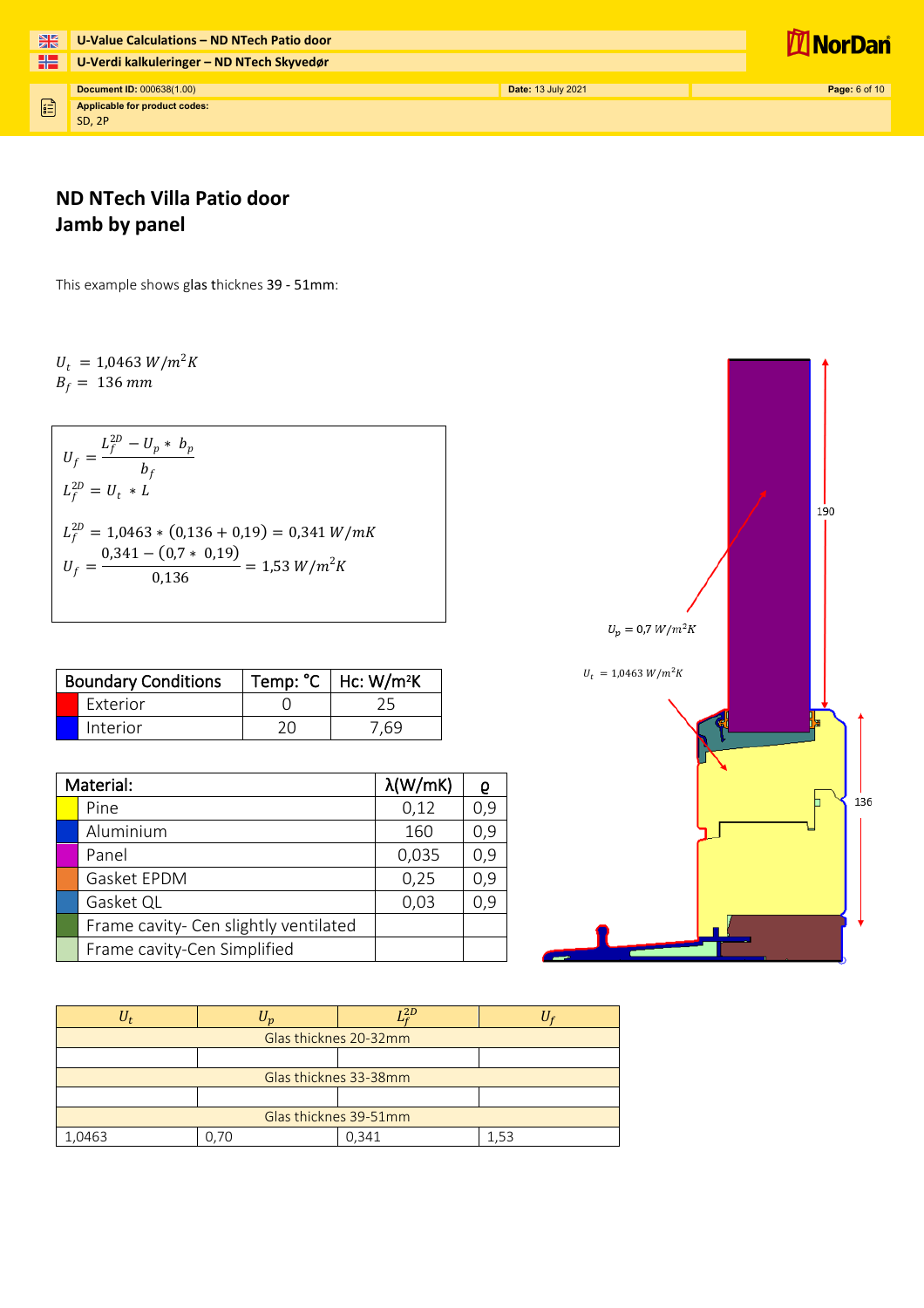## ND NTech Villa Patio door
## Jamb by panel

This example shows glas thicknes 39 - 51mm:

$U_t = 1{,}0463\ W/m^2K$
$B_f = 136\ mm$

$$U_f = \frac{L_f^{2D} - U_p * b_p}{b_f}$$

$$L_f^{2D} = U_t * L$$

$$L_f^{2D} = 1{,}0463 * (0{,}136 + 0{,}19) = 0{,}341\ W/mK$$

$$U_f = \frac{0{,}341 - (0{,}7 * 0{,}19)}{0{,}136} = 1{,}53\ W/m^2K$$

$U_p = 0{,}7\ W/m^2K$

$U_t = 1{,}0463\ W/m^2K$

190

136

| Boundary Conditions | Temp: °C | Hc: W/m²K |
|---|---|---|
| Exterior | 0 | 25 |
| Interior | 20 | 7,69 |

| Material: | λ(W/mK) | ϱ |
|---|---|---|
| Pine | 0,12 | 0,9 |
| Aluminium | 160 | 0,9 |
| Panel | 0,035 | 0,9 |
| Gasket EPDM | 0,25 | 0,9 |
| Gasket QL | 0,03 | 0,9 |
| Frame cavity- Cen slightly ventilated | | |
| Frame cavity-Cen Simplified | | |

| $U_t$ | $U_p$ | $L_f^{2D}$ | $U_f$ |
|---|---|---|---|
| Glas thicknes 20-32mm | | | |
| | | | |
| Glas thicknes 33-38mm | | | |
| | | | |
| Glas thicknes 39-51mm | | | |
| 1,0463 | 0,70 | 0,341 | 1,53 |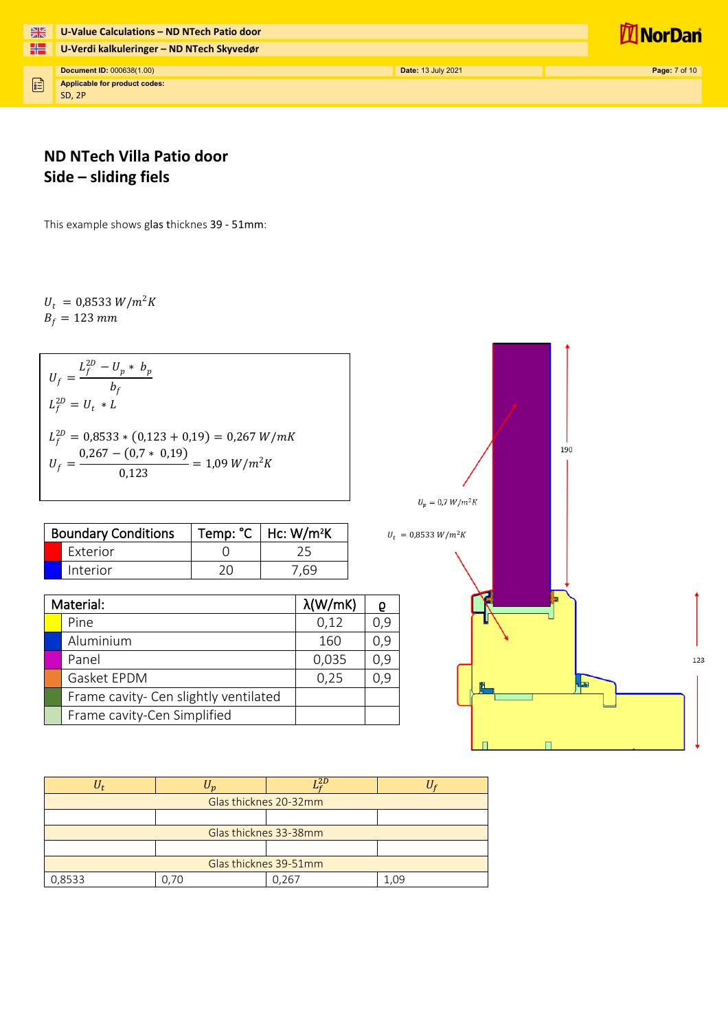## ND NTech Villa Patio door
## Side – sliding fiels

This example shows glas thicknes 39 - 51mm:

$U_t = 0{,}8533\ W/m^2K$
$B_f = 123\ mm$

$$U_f = \frac{L_f^{2D} - U_p * b_p}{b_f}$$

$$L_f^{2D} = U_t * L$$

$$L_f^{2D} = 0{,}8533 * (0{,}123 + 0{,}19) = 0{,}267\ W/mK$$

$$U_f = \frac{0{,}267 - (0{,}7 * 0{,}19)}{0{,}123} = 1{,}09\ W/m^2K$$

| Boundary Conditions | Temp: °C | Hc: W/m²K |
|---|---|---|
| Exterior | 0 | 25 |
| Interior | 20 | 7,69 |

| Material: | λ(W/mK) | ε |
|---|---|---|
| Pine | 0,12 | 0,9 |
| Aluminium | 160 | 0,9 |
| Panel | 0,035 | 0,9 |
| Gasket EPDM | 0,25 | 0,9 |
| Frame cavity- Cen slightly ventilated | | |
| Frame cavity-Cen Simplified | | |

$U_p = 0{,}7\ W/m^2K$

$U_t = 0{,}8533\ W/m^2K$

190

123

| $U_t$ | $U_p$ | $L_f^{2D}$ | $U_f$ |
|---|---|---|---|
| Glas thicknes 20-32mm | | | |
| | | | |
| Glas thicknes 33-38mm | | | |
| | | | |
| Glas thicknes 39-51mm | | | |
| 0,8533 | 0,70 | 0,267 | 1,09 |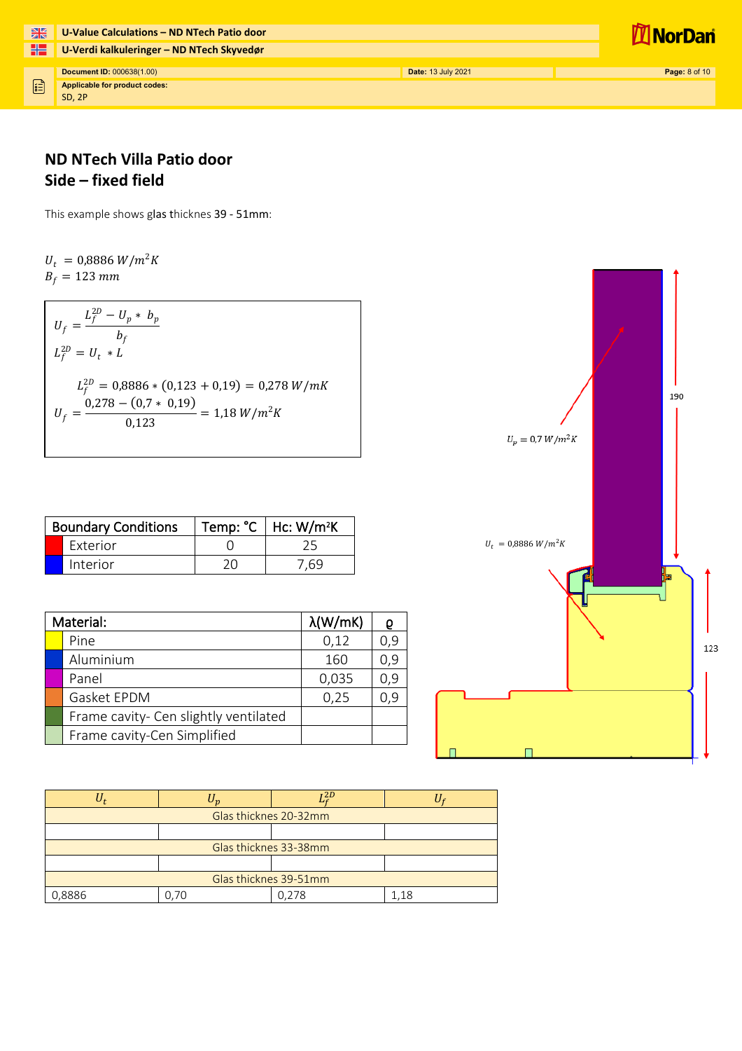## ND NTech Villa Patio door
## Side – fixed field

This example shows glas thicknes 39 - 51mm:

$U_t = 0{,}8886\ W/m^2K$
$B_f = 123\ mm$

$$U_f = \frac{L_f^{2D} - U_p * b_p}{b_f}$$

$$L_f^{2D} = U_t * L$$

$$L_f^{2D} = 0{,}8886 * (0{,}123 + 0{,}19) = 0{,}278\ W/mK$$

$$U_f = \frac{0{,}278 - (0{,}7 * 0{,}19)}{0{,}123} = 1{,}18\ W/m^2K$$

| Boundary Conditions | Temp: °C | Hc: W/m²K |
|---|---|---|
| Exterior | 0 | 25 |
| Interior | 20 | 7,69 |

| Material: | λ(W/mK) | ϱ |
|---|---|---|
| Pine | 0,12 | 0,9 |
| Aluminium | 160 | 0,9 |
| Panel | 0,035 | 0,9 |
| Gasket EPDM | 0,25 | 0,9 |
| Frame cavity- Cen slightly ventilated | | |
| Frame cavity-Cen Simplified | | |

$U_p = 0{,}7\ W/m^2K$

$U_t = 0{,}8886\ W/m^2K$

190

123

| $U_t$ | $U_p$ | $L_f^{2D}$ | $U_f$ |
|---|---|---|---|
| Glas thicknes 20-32mm | | | |
| | | | |
| Glas thicknes 33-38mm | | | |
| | | | |
| Glas thicknes 39-51mm | | | |
| 0,8886 | 0,70 | 0,278 | 1,18 |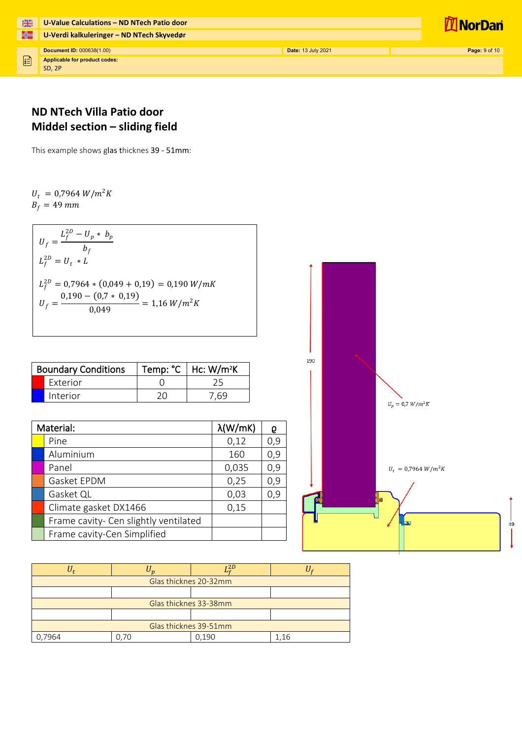# ND NTech Villa Patio door
## Middel section – sliding field

This example shows glas thicknes 39 - 51mm:

$U_t = 0{,}7964\ W/m^2K$
$B_f = 49\ mm$

$$U_f = \frac{L_f^{2D} - U_p * b_p}{b_f}$$

$$L_f^{2D} = U_t * L$$

$$L_f^{2D} = 0{,}7964 * (0{,}049 + 0{,}19) = 0{,}190\ W/mK$$

$$U_f = \frac{0{,}190 - (0{,}7 * 0{,}19)}{0{,}049} = 1{,}16\ W/m^2K$$

| Boundary Conditions | Temp: °C | Hc: W/m²K |
|---|---|---|
| Exterior | 0 | 25 |
| Interior | 20 | 7,69 |

| Material: | λ(W/mK) | ϱ |
|---|---|---|
| Pine | 0,12 | 0,9 |
| Aluminium | 160 | 0,9 |
| Panel | 0,035 | 0,9 |
| Gasket EPDM | 0,25 | 0,9 |
| Gasket QL | 0,03 | 0,9 |
| Climate gasket DX1466 | 0,15 | |
| Frame cavity- Cen slightly ventilated | | |
| Frame cavity-Cen Simplified | | |

190

$U_p = 0{,}7\ W/m^2K$

$U_t = 0{,}7964\ W/m^2K$

49

| $U_t$ | $U_p$ | $L_f^{2D}$ | $U_f$ |
|---|---|---|---|
| Glas thicknes 20-32mm | | | |
| | | | |
| Glas thicknes 33-38mm | | | |
| | | | |
| Glas thicknes 39-51mm | | | |
| 0,7964 | 0,70 | 0,190 | 1,16 |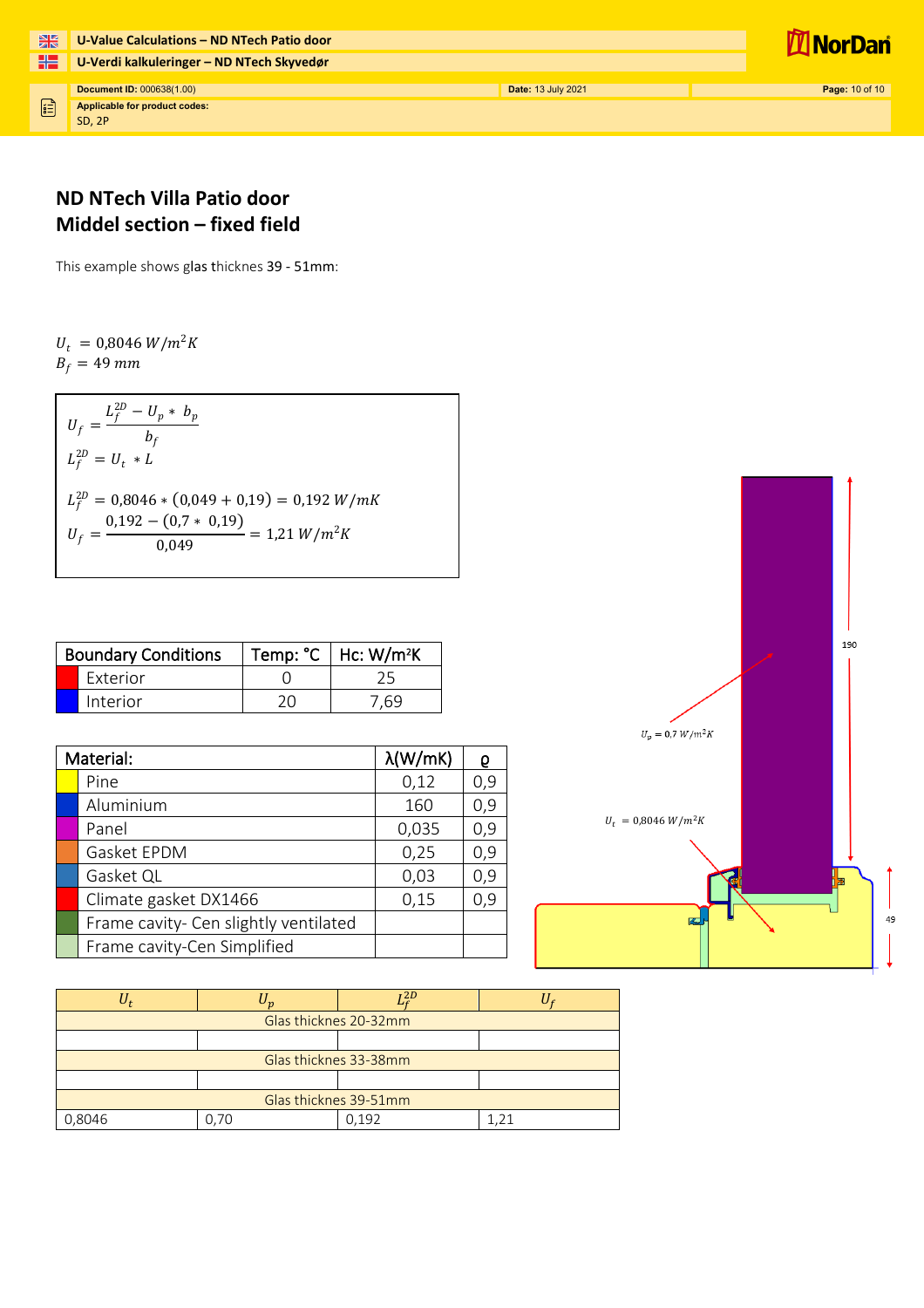## ND NTech Villa Patio door
## Middel section – fixed field

This example shows glas thicknes 39 - 51mm:

$U_t = 0{,}8046\ W/m^2K$
$B_f = 49\ mm$

$$U_f = \frac{L_f^{2D} - U_p * b_p}{b_f}$$

$$L_f^{2D} = U_t * L$$

$$L_f^{2D} = 0{,}8046 * (0{,}049 + 0{,}19) = 0{,}192\ W/mK$$

$$U_f = \frac{0{,}192 - (0{,}7 * 0{,}19)}{0{,}049} = 1{,}21\ W/m^2K$$

| Boundary Conditions | Temp: °C | Hc: W/m²K |
|---|---|---|
| Exterior | 0 | 25 |
| Interior | 20 | 7,69 |

| Material: | λ(W/mK) | ϱ |
|---|---|---|
| Pine | 0,12 | 0,9 |
| Aluminium | 160 | 0,9 |
| Panel | 0,035 | 0,9 |
| Gasket EPDM | 0,25 | 0,9 |
| Gasket QL | 0,03 | 0,9 |
| Climate gasket DX1466 | 0,15 | 0,9 |
| Frame cavity- Cen slightly ventilated | | |
| Frame cavity-Cen Simplified | | |

190

$U_p = 0{,}7\ W/m^2K$

$U_t = 0{,}8046\ W/m^2K$

49

| $U_t$ | $U_p$ | $L_f^{2D}$ | $U_f$ |
|---|---|---|---|
| Glas thicknes 20-32mm | | | |
| | | | |
| Glas thicknes 33-38mm | | | |
| | | | |
| Glas thicknes 39-51mm | | | |
| 0,8046 | 0,70 | 0,192 | 1,21 |